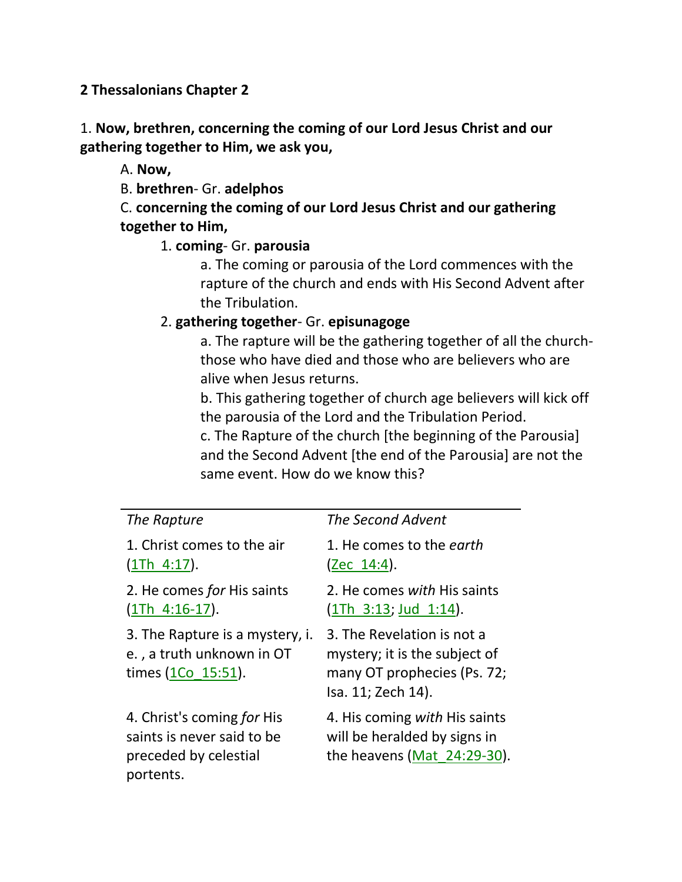**2 Thessalonians Chapter 2**

1. **Now, brethren, concerning the coming of our Lord Jesus Christ and our gathering together to Him, we ask you,**

A. **Now,**

B. **brethren**- Gr. **adelphos**

C. **concerning the coming of our Lord Jesus Christ and our gathering together to Him,**

1. **coming**- Gr. **parousia**

a. The coming or parousia of the Lord commences with the rapture of the church and ends with His Second Advent after the Tribulation.

2. **gathering together**- Gr. **episunagoge**

a. The rapture will be the gathering together of all the church- those who have died and those who are believers who are alive when Jesus returns.

b. This gathering together of church age believers will kick off the parousia of the Lord and the Tribulation Period.

c. The Rapture of the church [the beginning of the Parousia] and the Second Advent [the end of the Parousia] are not the same event. How do we know this?

| *The Rapture* | *The Second Advent* |
|---|---|
| 1. Christ comes to the air (1Th_4:17). | 1. He comes to the *earth* (Zec_14:4). |
| 2. He comes *for* His saints (1Th_4:16-17). | 2. He comes *with* His saints (1Th_3:13; Jud_1:14). |
| 3. The Rapture is a mystery, i. e. , a truth unknown in OT times (1Co_15:51). | 3. The Revelation is not a mystery; it is the subject of many OT prophecies (Ps. 72; Isa. 11; Zech 14). |
| 4. Christ's coming *for* His saints is never said to be preceded by celestial portents. | 4. His coming *with* His saints will be heralded by signs in the heavens (Mat_24:29-30). |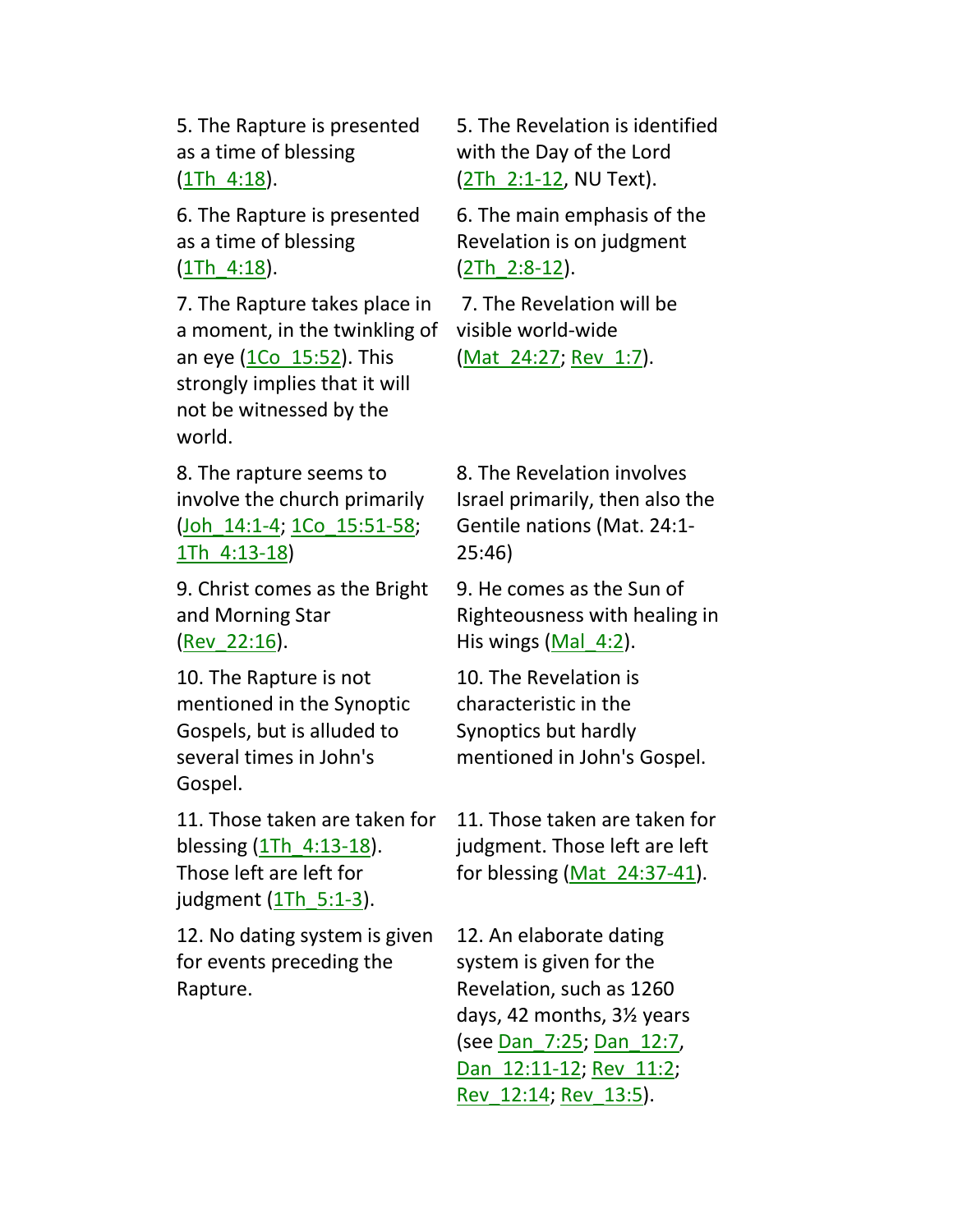| | |
|---|---|
| 5. The Rapture is presented as a time of blessing (1Th_4:18). | 5. The Revelation is identified with the Day of the Lord (2Th_2:1-12, NU Text). |
| 6. The Rapture is presented as a time of blessing (1Th_4:18). | 6. The main emphasis of the Revelation is on judgment (2Th_2:8-12). |
| 7. The Rapture takes place in a moment, in the twinkling of an eye (1Co_15:52). This strongly implies that it will not be witnessed by the world. | 7. The Revelation will be visible world-wide (Mat_24:27; Rev_1:7). |
| 8. The rapture seems to involve the church primarily (Joh_14:1-4; 1Co_15:51-58; 1Th_4:13-18) | 8. The Revelation involves Israel primarily, then also the Gentile nations (Mat. 24:1-25:46) |
| 9. Christ comes as the Bright and Morning Star (Rev_22:16). | 9. He comes as the Sun of Righteousness with healing in His wings (Mal_4:2). |
| 10. The Rapture is not mentioned in the Synoptic Gospels, but is alluded to several times in John's Gospel. | 10. The Revelation is characteristic in the Synoptics but hardly mentioned in John's Gospel. |
| 11. Those taken are taken for blessing (1Th_4:13-18). Those left are left for judgment (1Th_5:1-3). | 11. Those taken are taken for judgment. Those left are left for blessing (Mat_24:37-41). |
| 12. No dating system is given for events preceding the Rapture. | 12. An elaborate dating system is given for the Revelation, such as 1260 days, 42 months, 3½ years (see Dan_7:25; Dan_12:7, Dan_12:11-12; Rev_11:2; Rev_12:14; Rev_13:5). |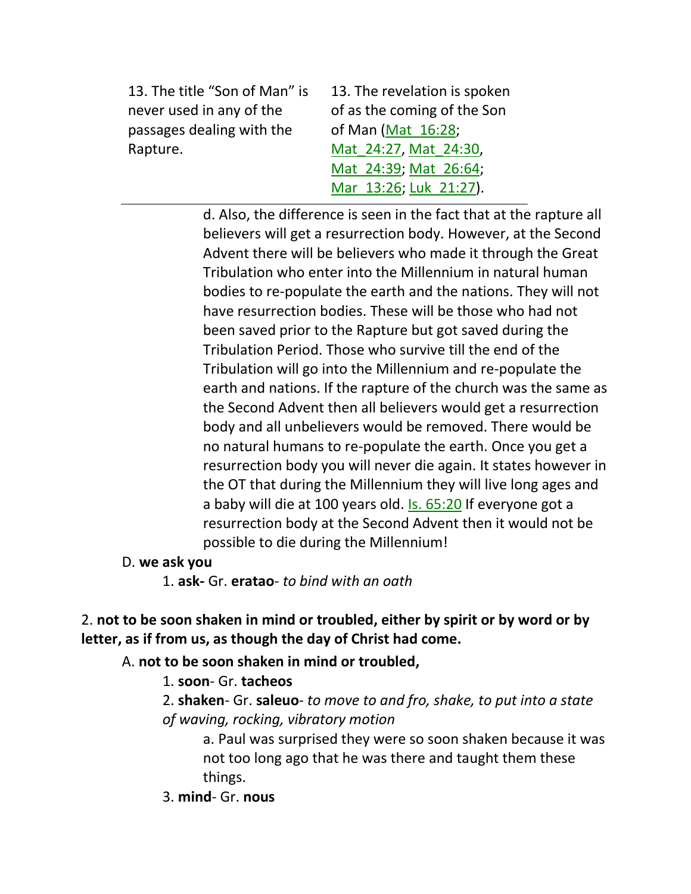| 13. The title "Son of Man" is never used in any of the passages dealing with the Rapture. | 13. The revelation is spoken of as the coming of the Son of Man (Mat_16:28; Mat_24:27, Mat_24:30, Mat_24:39; Mat_26:64; Mar_13:26; Luk_21:27). |
|---|---|

d. Also, the difference is seen in the fact that at the rapture all believers will get a resurrection body. However, at the Second Advent there will be believers who made it through the Great Tribulation who enter into the Millennium in natural human bodies to re-populate the earth and the nations. They will not have resurrection bodies. These will be those who had not been saved prior to the Rapture but got saved during the Tribulation Period. Those who survive till the end of the Tribulation will go into the Millennium and re-populate the earth and nations. If the rapture of the church was the same as the Second Advent then all believers would get a resurrection body and all unbelievers would be removed. There would be no natural humans to re-populate the earth. Once you get a resurrection body you will never die again. It states however in the OT that during the Millennium they will live long ages and a baby will die at 100 years old. Is. 65:20 If everyone got a resurrection body at the Second Advent then it would not be possible to die during the Millennium!

D. **we ask you**

1. **ask-** Gr. **eratao**- *to bind with an oath*

2. **not to be soon shaken in mind or troubled, either by spirit or by word or by letter, as if from us, as though the day of Christ had come.**

A. **not to be soon shaken in mind or troubled,**

1. **soon**- Gr. **tacheos**

2. **shaken**- Gr. **saleuo**- *to move to and fro, shake, to put into a state of waving, rocking, vibratory motion*

a. Paul was surprised they were so soon shaken because it was not too long ago that he was there and taught them these things.

3. **mind**- Gr. **nous**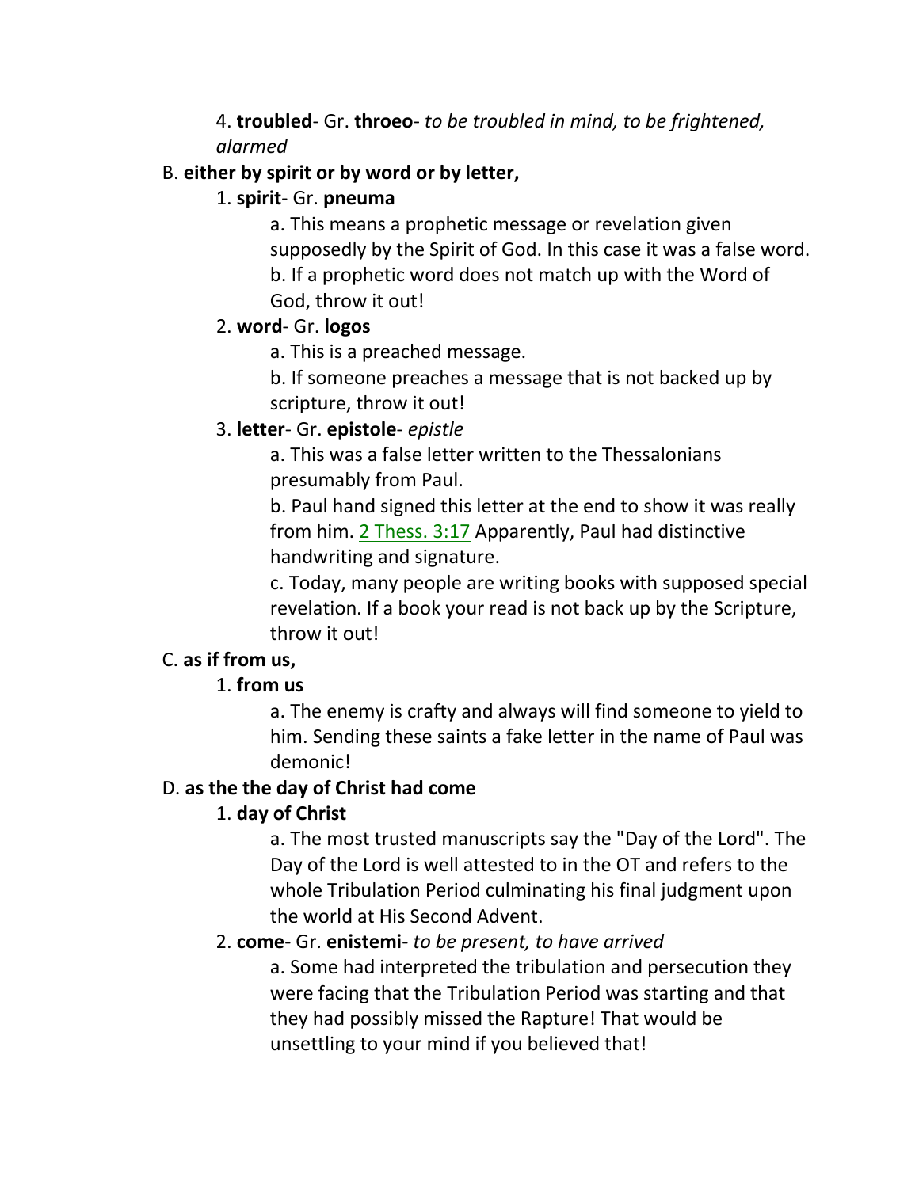4. **troubled**- Gr. **throeo**- *to be troubled in mind, to be frightened, alarmed*

B. **either by spirit or by word or by letter,**

1. **spirit**- Gr. **pneuma**

a. This means a prophetic message or revelation given supposedly by the Spirit of God. In this case it was a false word.

b. If a prophetic word does not match up with the Word of God, throw it out!

2. **word**- Gr. **logos**

a. This is a preached message.

b. If someone preaches a message that is not backed up by scripture, throw it out!

3. **letter**- Gr. **epistole**- *epistle*

a. This was a false letter written to the Thessalonians presumably from Paul.

b. Paul hand signed this letter at the end to show it was really from him. 2 Thess. 3:17 Apparently, Paul had distinctive handwriting and signature.

c. Today, many people are writing books with supposed special revelation. If a book your read is not back up by the Scripture, throw it out!

C. **as if from us,**

1. **from us**

a. The enemy is crafty and always will find someone to yield to him. Sending these saints a fake letter in the name of Paul was demonic!

D. **as the the day of Christ had come**

1. **day of Christ**

a. The most trusted manuscripts say the "Day of the Lord". The Day of the Lord is well attested to in the OT and refers to the whole Tribulation Period culminating his final judgment upon the world at His Second Advent.

2. **come**- Gr. **enistemi**- *to be present, to have arrived*

a. Some had interpreted the tribulation and persecution they were facing that the Tribulation Period was starting and that they had possibly missed the Rapture! That would be unsettling to your mind if you believed that!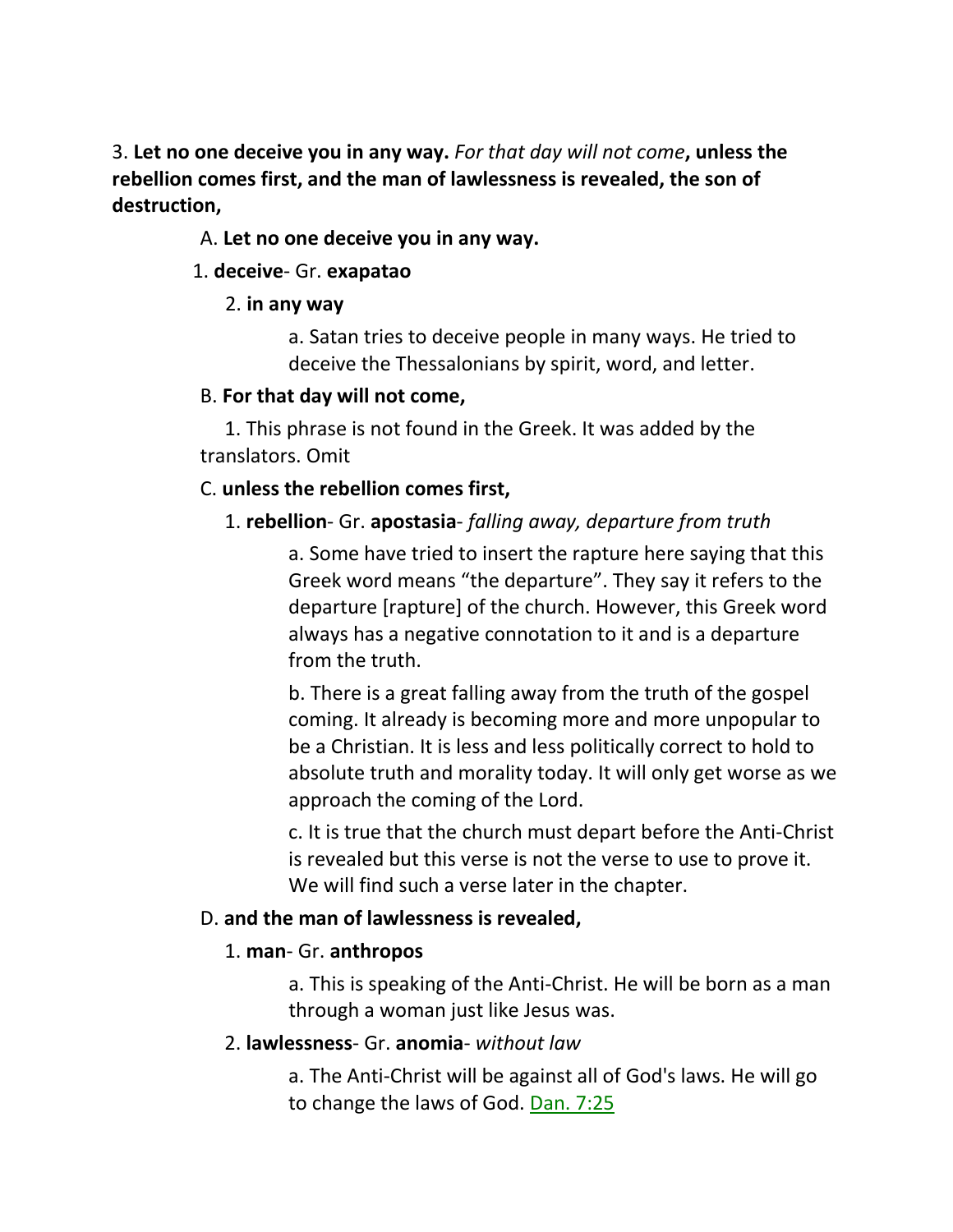3. **Let no one deceive you in any way.** *For that day will not come***, unless the rebellion comes first, and the man of lawlessness is revealed, the son of destruction,**

A. **Let no one deceive you in any way.**

1. **deceive**- Gr. **exapatao**

2. **in any way**

a. Satan tries to deceive people in many ways. He tried to deceive the Thessalonians by spirit, word, and letter.

B. **For that day will not come,**

1. This phrase is not found in the Greek. It was added by the translators. Omit

C. **unless the rebellion comes first,**

1. **rebellion**- Gr. **apostasia**- *falling away, departure from truth*

a. Some have tried to insert the rapture here saying that this Greek word means "the departure". They say it refers to the departure [rapture] of the church. However, this Greek word always has a negative connotation to it and is a departure from the truth.

b. There is a great falling away from the truth of the gospel coming. It already is becoming more and more unpopular to be a Christian. It is less and less politically correct to hold to absolute truth and morality today. It will only get worse as we approach the coming of the Lord.

c. It is true that the church must depart before the Anti-Christ is revealed but this verse is not the verse to use to prove it. We will find such a verse later in the chapter.

D. **and the man of lawlessness is revealed,**

1. **man**- Gr. **anthropos**

a. This is speaking of the Anti-Christ. He will be born as a man through a woman just like Jesus was.

2. **lawlessness**- Gr. **anomia**- *without law*

a. The Anti-Christ will be against all of God's laws. He will go to change the laws of God. Dan. 7:25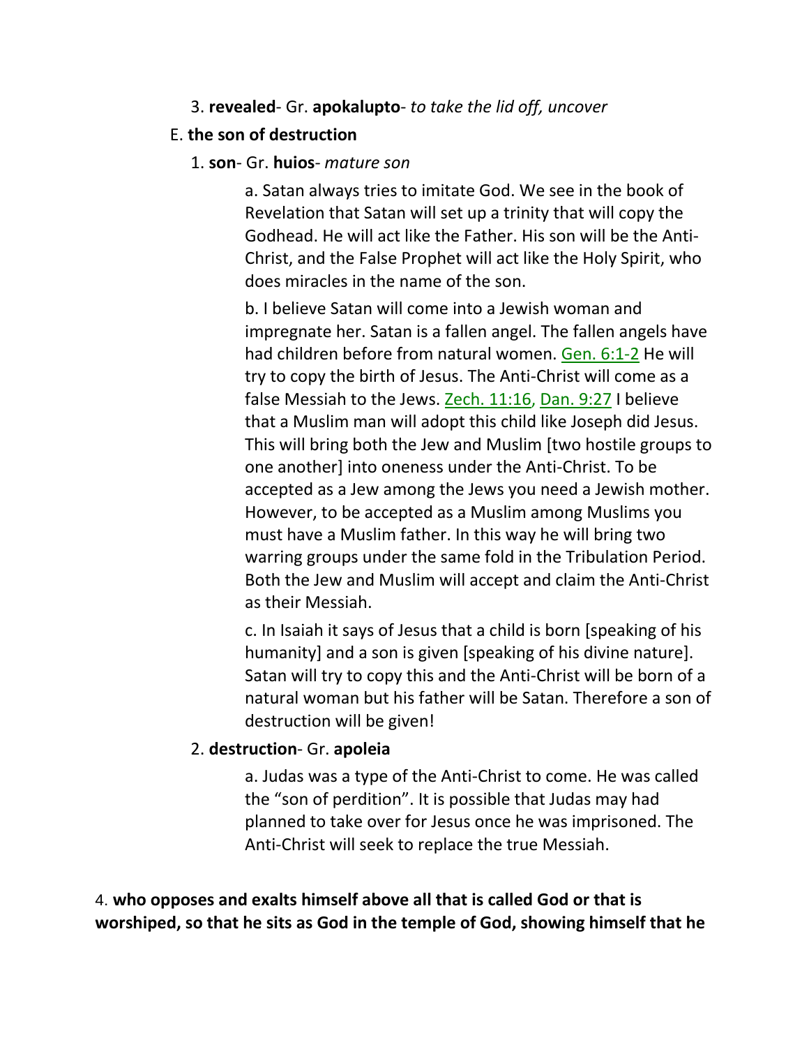3. **revealed**- Gr. **apokalupto**- *to take the lid off, uncover*

E. **the son of destruction**

1. **son**- Gr. **huios**- *mature son*

a. Satan always tries to imitate God. We see in the book of Revelation that Satan will set up a trinity that will copy the Godhead. He will act like the Father. His son will be the Anti-Christ, and the False Prophet will act like the Holy Spirit, who does miracles in the name of the son.

b. I believe Satan will come into a Jewish woman and impregnate her. Satan is a fallen angel. The fallen angels have had children before from natural women. Gen. 6:1-2 He will try to copy the birth of Jesus. The Anti-Christ will come as a false Messiah to the Jews. Zech. 11:16, Dan. 9:27 I believe that a Muslim man will adopt this child like Joseph did Jesus. This will bring both the Jew and Muslim [two hostile groups to one another] into oneness under the Anti-Christ. To be accepted as a Jew among the Jews you need a Jewish mother. However, to be accepted as a Muslim among Muslims you must have a Muslim father. In this way he will bring two warring groups under the same fold in the Tribulation Period. Both the Jew and Muslim will accept and claim the Anti-Christ as their Messiah.

c. In Isaiah it says of Jesus that a child is born [speaking of his humanity] and a son is given [speaking of his divine nature]. Satan will try to copy this and the Anti-Christ will be born of a natural woman but his father will be Satan. Therefore a son of destruction will be given!

2. **destruction**- Gr. **apoleia**

a. Judas was a type of the Anti-Christ to come. He was called the "son of perdition". It is possible that Judas may had planned to take over for Jesus once he was imprisoned. The Anti-Christ will seek to replace the true Messiah.

4. **who opposes and exalts himself above all that is called God or that is worshiped, so that he sits as God in the temple of God, showing himself that he**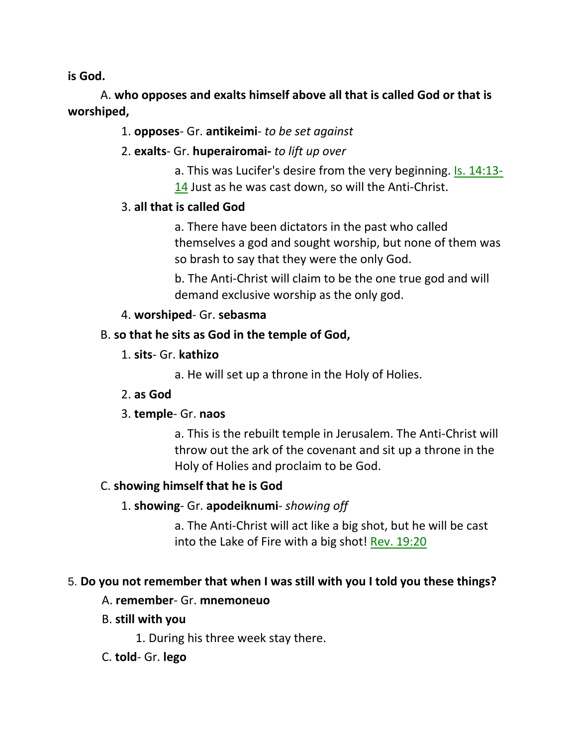**is God.**

A. **who opposes and exalts himself above all that is called God or that is worshiped,**

1. **opposes**- Gr. **antikeimi**- *to be set against*

2. **exalts**- Gr. **huperairomai-** *to lift up over*

    a. This was Lucifer's desire from the very beginning. Is. 14:13-14 Just as he was cast down, so will the Anti-Christ.

3. **all that is called God**

    a. There have been dictators in the past who called themselves a god and sought worship, but none of them was so brash to say that they were the only God.

    b. The Anti-Christ will claim to be the one true god and will demand exclusive worship as the only god.

4. **worshiped**- Gr. **sebasma**

B. **so that he sits as God in the temple of God,**

1. **sits**- Gr. **kathizo**

    a. He will set up a throne in the Holy of Holies.

2. **as God**

3. **temple**- Gr. **naos**

    a. This is the rebuilt temple in Jerusalem. The Anti-Christ will throw out the ark of the covenant and sit up a throne in the Holy of Holies and proclaim to be God.

C. **showing himself that he is God**

1. **showing**- Gr. **apodeiknumi**- *showing off*

    a. The Anti-Christ will act like a big shot, but he will be cast into the Lake of Fire with a big shot! Rev. 19:20

5. **Do you not remember that when I was still with you I told you these things?**

A. **remember**- Gr. **mnemoneuo**

B. **still with you**

1. During his three week stay there.

C. **told**- Gr. **lego**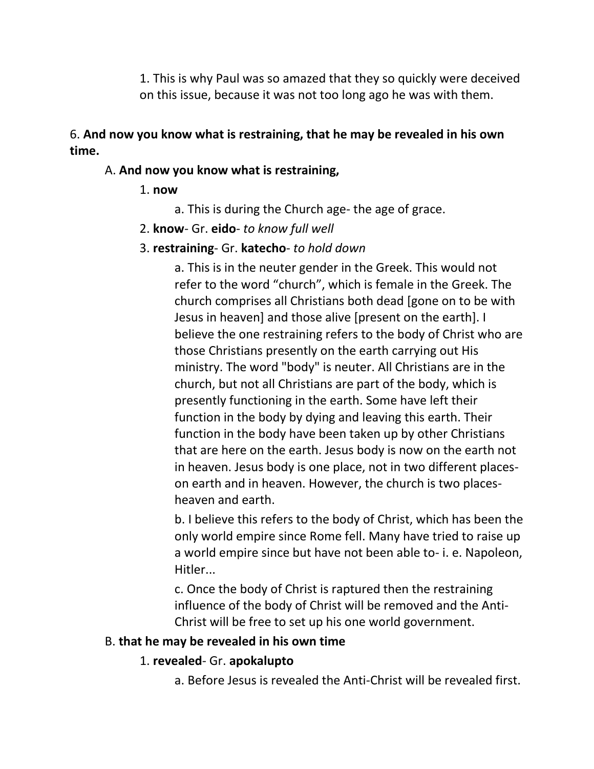1. This is why Paul was so amazed that they so quickly were deceived on this issue, because it was not too long ago he was with them.

6. **And now you know what is restraining, that he may be revealed in his own time.**

A. **And now you know what is restraining,**

1. **now**

a. This is during the Church age- the age of grace.

2. **know**- Gr. **eido**- *to know full well*

3. **restraining**- Gr. **katecho**- *to hold down*

a. This is in the neuter gender in the Greek. This would not refer to the word "church", which is female in the Greek. The church comprises all Christians both dead [gone on to be with Jesus in heaven] and those alive [present on the earth]. I believe the one restraining refers to the body of Christ who are those Christians presently on the earth carrying out His ministry. The word "body" is neuter. All Christians are in the church, but not all Christians are part of the body, which is presently functioning in the earth. Some have left their function in the body by dying and leaving this earth. Their function in the body have been taken up by other Christians that are here on the earth. Jesus body is now on the earth not in heaven. Jesus body is one place, not in two different places- on earth and in heaven. However, the church is two places- heaven and earth.

b. I believe this refers to the body of Christ, which has been the only world empire since Rome fell. Many have tried to raise up a world empire since but have not been able to- i. e. Napoleon, Hitler...

c. Once the body of Christ is raptured then the restraining influence of the body of Christ will be removed and the Anti-Christ will be free to set up his one world government.

B. **that he may be revealed in his own time**

1. **revealed**- Gr. **apokalupto**

a. Before Jesus is revealed the Anti-Christ will be revealed first.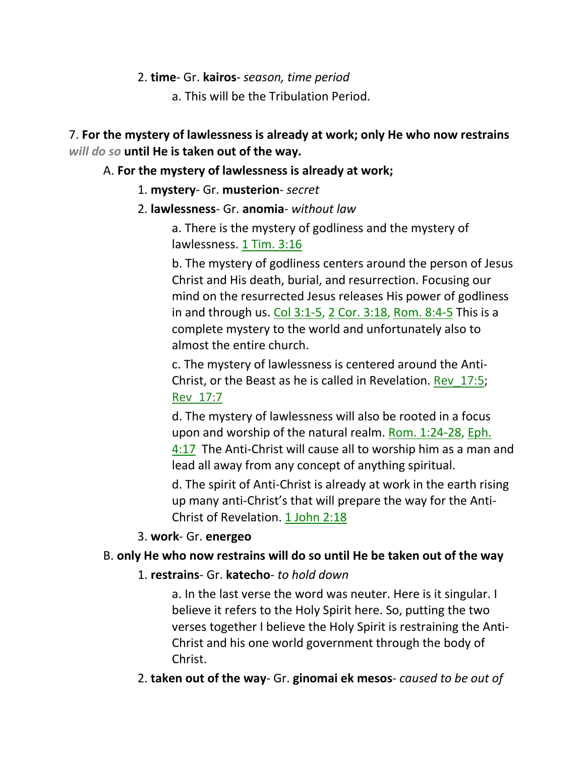2. **time**- Gr. **kairos**- *season, time period*

a. This will be the Tribulation Period.

7. **For the mystery of lawlessness is already at work; only He who now restrains** ***will do so*** **until He is taken out of the way.**

A. **For the mystery of lawlessness is already at work;**

1. **mystery**- Gr. **musterion**- *secret*

2. **lawlessness**- Gr. **anomia**- *without law*

a. There is the mystery of godliness and the mystery of lawlessness. 1 Tim. 3:16

b. The mystery of godliness centers around the person of Jesus Christ and His death, burial, and resurrection. Focusing our mind on the resurrected Jesus releases His power of godliness in and through us. Col 3:1-5, 2 Cor. 3:18, Rom. 8:4-5 This is a complete mystery to the world and unfortunately also to almost the entire church.

c. The mystery of lawlessness is centered around the Anti-Christ, or the Beast as he is called in Revelation. Rev_17:5; Rev_17:7

d. The mystery of lawlessness will also be rooted in a focus upon and worship of the natural realm. Rom. 1:24-28, Eph. 4:17 The Anti-Christ will cause all to worship him as a man and lead all away from any concept of anything spiritual.

d. The spirit of Anti-Christ is already at work in the earth rising up many anti-Christ's that will prepare the way for the Anti-Christ of Revelation. 1 John 2:18

3. **work**- Gr. **energeo**

B. **only He who now restrains will do so until He be taken out of the way**

1. **restrains**- Gr. **katecho**- *to hold down*

a. In the last verse the word was neuter. Here is it singular. I believe it refers to the Holy Spirit here. So, putting the two verses together I believe the Holy Spirit is restraining the Anti-Christ and his one world government through the body of Christ.

2. **taken out of the way**- Gr. **ginomai ek mesos**- *caused to be out of*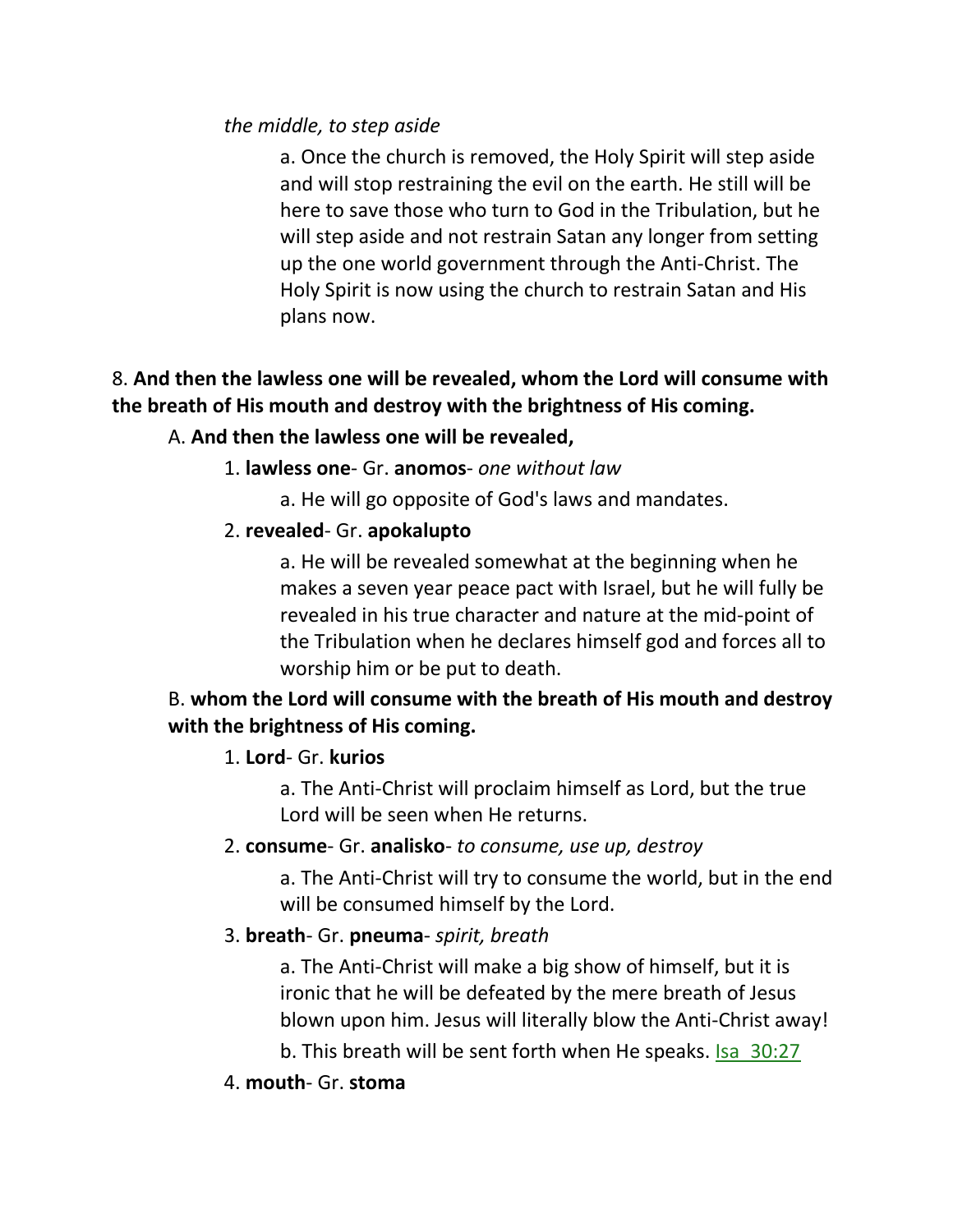*the middle, to step aside*

a. Once the church is removed, the Holy Spirit will step aside and will stop restraining the evil on the earth. He still will be here to save those who turn to God in the Tribulation, but he will step aside and not restrain Satan any longer from setting up the one world government through the Anti-Christ. The Holy Spirit is now using the church to restrain Satan and His plans now.

8. **And then the lawless one will be revealed, whom the Lord will consume with the breath of His mouth and destroy with the brightness of His coming.**

A. **And then the lawless one will be revealed,**

1. **lawless one**- Gr. **anomos**- *one without law*

a. He will go opposite of God's laws and mandates.

2. **revealed**- Gr. **apokalupto**

a. He will be revealed somewhat at the beginning when he makes a seven year peace pact with Israel, but he will fully be revealed in his true character and nature at the mid-point of the Tribulation when he declares himself god and forces all to worship him or be put to death.

B. **whom the Lord will consume with the breath of His mouth and destroy with the brightness of His coming.**

1. **Lord**- Gr. **kurios**

a. The Anti-Christ will proclaim himself as Lord, but the true Lord will be seen when He returns.

2. **consume**- Gr. **analisko**- *to consume, use up, destroy*

a. The Anti-Christ will try to consume the world, but in the end will be consumed himself by the Lord.

3. **breath**- Gr. **pneuma**- *spirit, breath*

a. The Anti-Christ will make a big show of himself, but it is ironic that he will be defeated by the mere breath of Jesus blown upon him. Jesus will literally blow the Anti-Christ away!

b. This breath will be sent forth when He speaks. Isa 30:27

4. **mouth**- Gr. **stoma**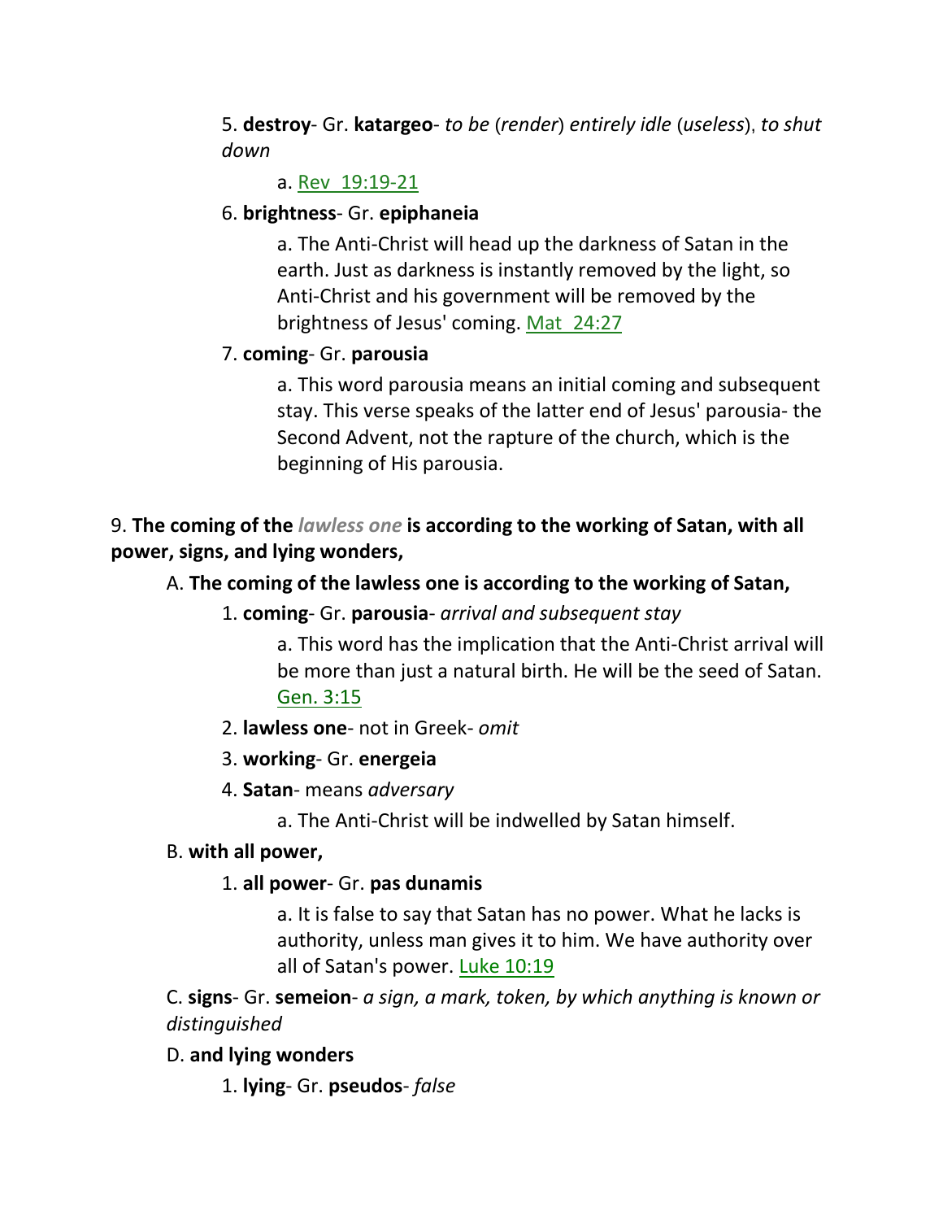5. **destroy**- Gr. **katargeo**- *to be* (*render*) *entirely idle* (*useless*), *to shut down*

a. Rev 19:19-21

6. **brightness**- Gr. **epiphaneia**

a. The Anti-Christ will head up the darkness of Satan in the earth. Just as darkness is instantly removed by the light, so Anti-Christ and his government will be removed by the brightness of Jesus' coming. Mat 24:27

7. **coming**- Gr. **parousia**

a. This word parousia means an initial coming and subsequent stay. This verse speaks of the latter end of Jesus' parousia- the Second Advent, not the rapture of the church, which is the beginning of His parousia.

9. **The coming of the *lawless one* is according to the working of Satan, with all power, signs, and lying wonders,**

A. **The coming of the lawless one is according to the working of Satan,**

1. **coming**- Gr. **parousia**- *arrival and subsequent stay*

a. This word has the implication that the Anti-Christ arrival will be more than just a natural birth. He will be the seed of Satan. Gen. 3:15

2. **lawless one**- not in Greek- *omit*

3. **working**- Gr. **energeia**

4. **Satan**- means *adversary*

a. The Anti-Christ will be indwelled by Satan himself.

B. **with all power,**

1. **all power**- Gr. **pas dunamis**

a. It is false to say that Satan has no power. What he lacks is authority, unless man gives it to him. We have authority over all of Satan's power. Luke 10:19

C. **signs**- Gr. **semeion**- *a sign, a mark, token, by which anything is known or distinguished*

D. **and lying wonders**

1. **lying**- Gr. **pseudos**- *false*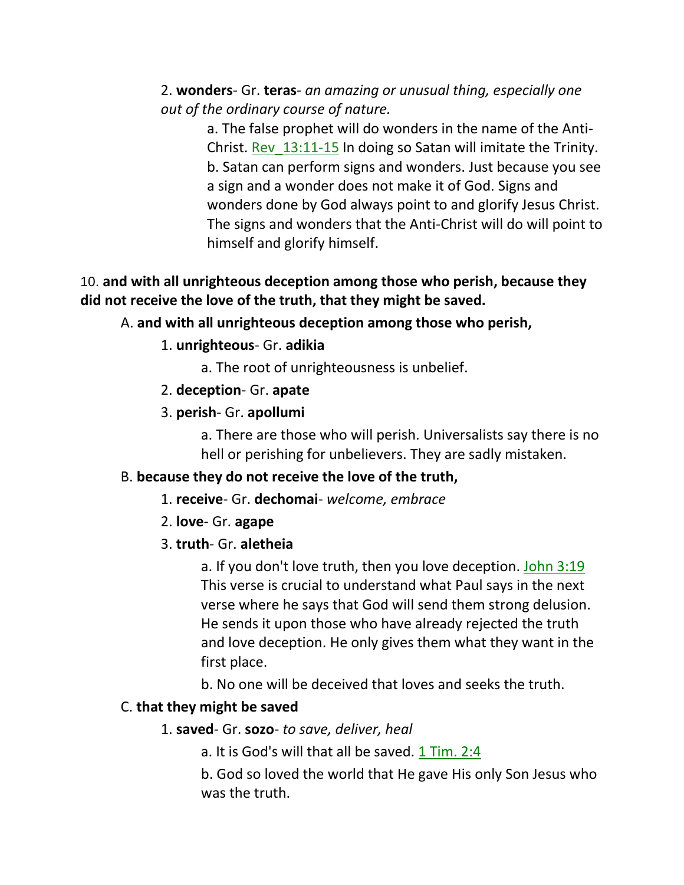2. **wonders**- Gr. **teras**- *an amazing or unusual thing, especially one out of the ordinary course of nature.*

a. The false prophet will do wonders in the name of the Anti-Christ. Rev_13:11-15 In doing so Satan will imitate the Trinity.

b. Satan can perform signs and wonders. Just because you see a sign and a wonder does not make it of God. Signs and wonders done by God always point to and glorify Jesus Christ. The signs and wonders that the Anti-Christ will do will point to himself and glorify himself.

10. **and with all unrighteous deception among those who perish, because they did not receive the love of the truth, that they might be saved.**

A. **and with all unrighteous deception among those who perish,**

1. **unrighteous**- Gr. **adikia**

a. The root of unrighteousness is unbelief.

2. **deception**- Gr. **apate**

3. **perish**- Gr. **apollumi**

a. There are those who will perish. Universalists say there is no hell or perishing for unbelievers. They are sadly mistaken.

B. **because they do not receive the love of the truth,**

1. **receive**- Gr. **dechomai**- *welcome, embrace*

2. **love**- Gr. **agape**

3. **truth**- Gr. **aletheia**

a. If you don't love truth, then you love deception. John 3:19 This verse is crucial to understand what Paul says in the next verse where he says that God will send them strong delusion. He sends it upon those who have already rejected the truth and love deception. He only gives them what they want in the first place.

b. No one will be deceived that loves and seeks the truth.

C. **that they might be saved**

1. **saved**- Gr. **sozo**- *to save, deliver, heal*

a. It is God's will that all be saved. 1 Tim. 2:4

b. God so loved the world that He gave His only Son Jesus who was the truth.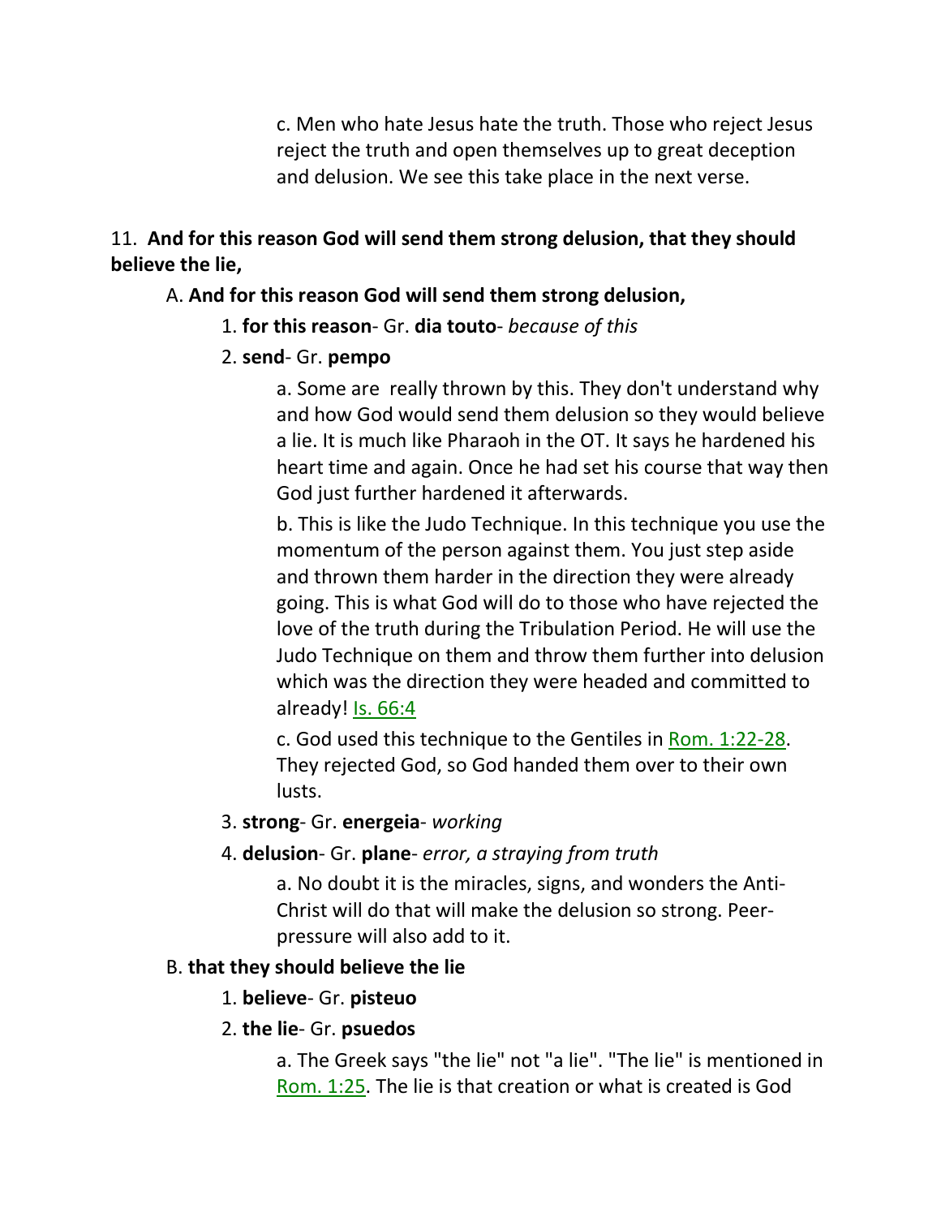c. Men who hate Jesus hate the truth. Those who reject Jesus reject the truth and open themselves up to great deception and delusion. We see this take place in the next verse.

11. **And for this reason God will send them strong delusion, that they should believe the lie,**

A. **And for this reason God will send them strong delusion,**

1. **for this reason**- Gr. **dia touto**- *because of this*

2. **send**- Gr. **pempo**

a. Some are really thrown by this. They don't understand why and how God would send them delusion so they would believe a lie. It is much like Pharaoh in the OT. It says he hardened his heart time and again. Once he had set his course that way then God just further hardened it afterwards.

b. This is like the Judo Technique. In this technique you use the momentum of the person against them. You just step aside and thrown them harder in the direction they were already going. This is what God will do to those who have rejected the love of the truth during the Tribulation Period. He will use the Judo Technique on them and throw them further into delusion which was the direction they were headed and committed to already! Is. 66:4

c. God used this technique to the Gentiles in Rom. 1:22-28. They rejected God, so God handed them over to their own lusts.

3. **strong**- Gr. **energeia**- *working*

4. **delusion**- Gr. **plane**- *error, a straying from truth*

a. No doubt it is the miracles, signs, and wonders the Anti-Christ will do that will make the delusion so strong. Peer-pressure will also add to it.

B. **that they should believe the lie**

1. **believe**- Gr. **pisteuo**

2. **the lie**- Gr. **psuedos**

a. The Greek says "the lie" not "a lie". "The lie" is mentioned in Rom. 1:25. The lie is that creation or what is created is God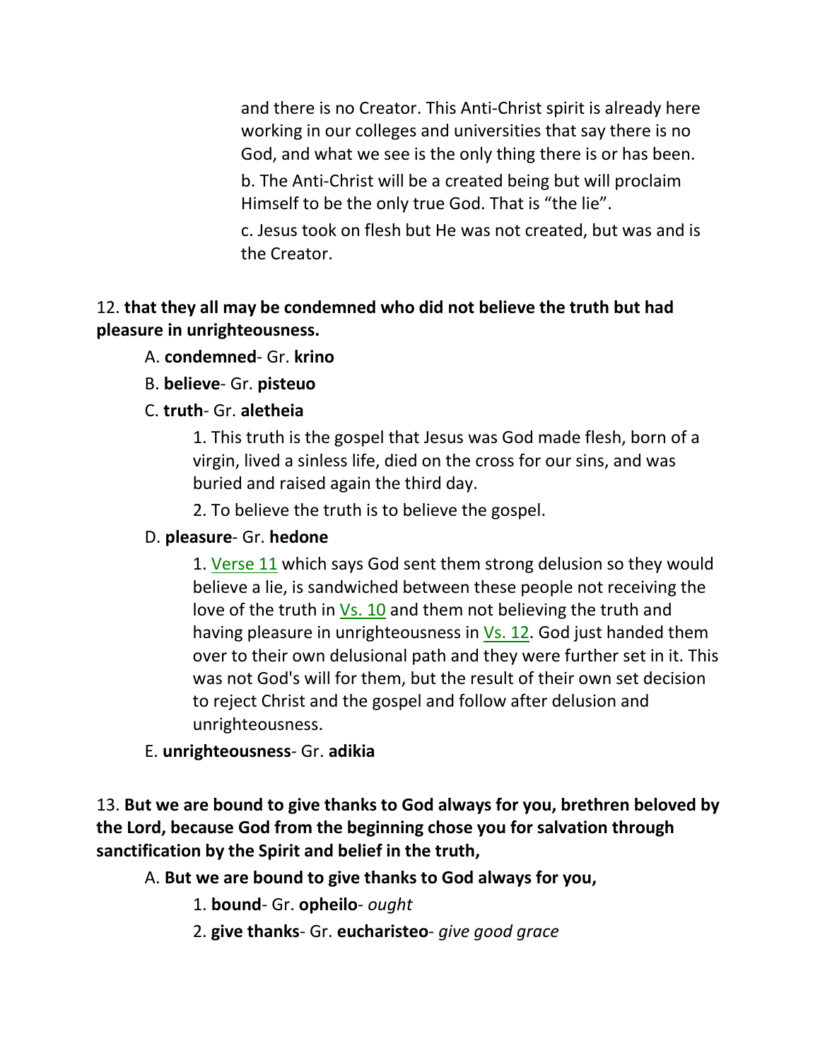and there is no Creator. This Anti-Christ spirit is already here working in our colleges and universities that say there is no God, and what we see is the only thing there is or has been.

b. The Anti-Christ will be a created being but will proclaim Himself to be the only true God. That is "the lie".

c. Jesus took on flesh but He was not created, but was and is the Creator.

12. **that they all may be condemned who did not believe the truth but had pleasure in unrighteousness.**

A. **condemned**- Gr. **krino**

B. **believe**- Gr. **pisteuo**

C. **truth**- Gr. **aletheia**

1. This truth is the gospel that Jesus was God made flesh, born of a virgin, lived a sinless life, died on the cross for our sins, and was buried and raised again the third day.

2. To believe the truth is to believe the gospel.

D. **pleasure**- Gr. **hedone**

1. Verse 11 which says God sent them strong delusion so they would believe a lie, is sandwiched between these people not receiving the love of the truth in Vs. 10 and them not believing the truth and having pleasure in unrighteousness in Vs. 12. God just handed them over to their own delusional path and they were further set in it. This was not God's will for them, but the result of their own set decision to reject Christ and the gospel and follow after delusion and unrighteousness.

E. **unrighteousness**- Gr. **adikia**

13. **But we are bound to give thanks to God always for you, brethren beloved by the Lord, because God from the beginning chose you for salvation through sanctification by the Spirit and belief in the truth,**

A. **But we are bound to give thanks to God always for you,**

1. **bound**- Gr. **opheilo**- *ought*

2. **give thanks**- Gr. **eucharisteo**- *give good grace*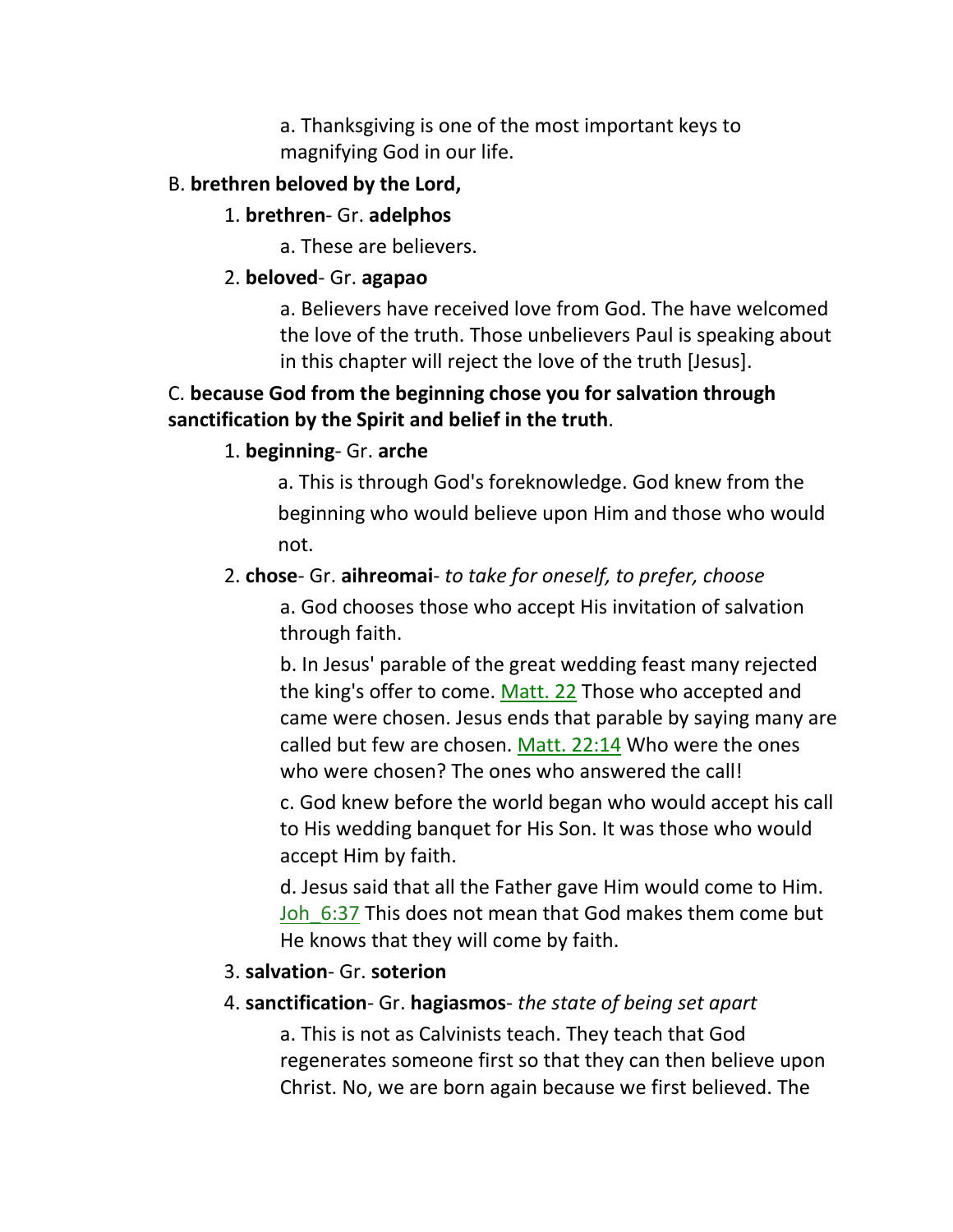a. Thanksgiving is one of the most important keys to magnifying God in our life.

B. **brethren beloved by the Lord,**

1. **brethren**- Gr. **adelphos**

    a. These are believers.

2. **beloved**- Gr. **agapao**

    a. Believers have received love from God. The have welcomed the love of the truth. Those unbelievers Paul is speaking about in this chapter will reject the love of the truth [Jesus].

C. **because God from the beginning chose you for salvation through sanctification by the Spirit and belief in the truth**.

1. **beginning**- Gr. **arche**

    a. This is through God's foreknowledge. God knew from the beginning who would believe upon Him and those who would not.

2. **chose**- Gr. **aihreomai**- *to take for oneself, to prefer, choose*

    a. God chooses those who accept His invitation of salvation through faith.

    b. In Jesus' parable of the great wedding feast many rejected the king's offer to come. Matt. 22 Those who accepted and came were chosen. Jesus ends that parable by saying many are called but few are chosen. Matt. 22:14 Who were the ones who were chosen? The ones who answered the call!

    c. God knew before the world began who would accept his call to His wedding banquet for His Son. It was those who would accept Him by faith.

    d. Jesus said that all the Father gave Him would come to Him. Joh_6:37 This does not mean that God makes them come but He knows that they will come by faith.

3. **salvation**- Gr. **soterion**

4. **sanctification**- Gr. **hagiasmos**- *the state of being set apart*

    a. This is not as Calvinists teach. They teach that God regenerates someone first so that they can then believe upon Christ. No, we are born again because we first believed. The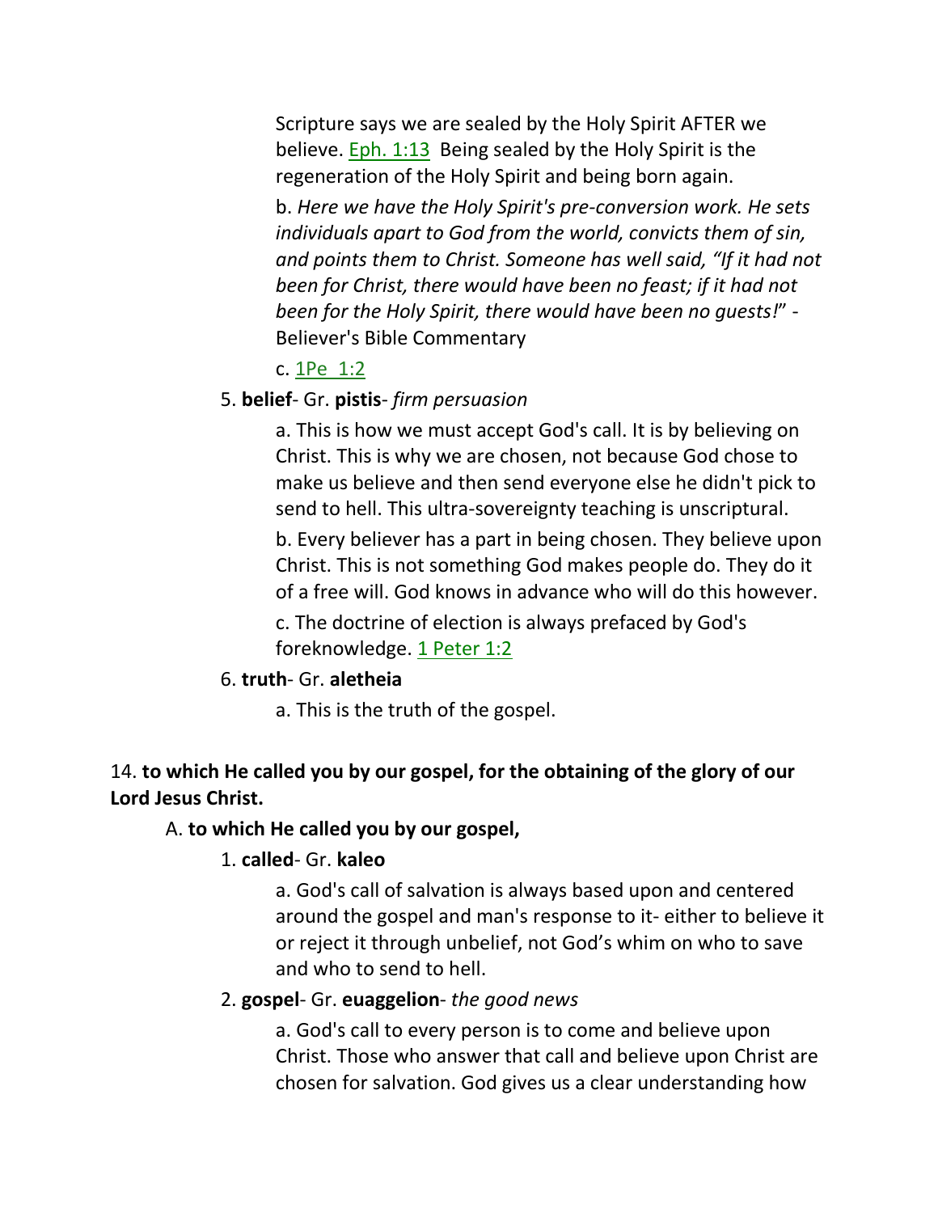Scripture says we are sealed by the Holy Spirit AFTER we believe. Eph. 1:13 Being sealed by the Holy Spirit is the regeneration of the Holy Spirit and being born again.

b. *Here we have the Holy Spirit's pre-conversion work. He sets individuals apart to God from the world, convicts them of sin, and points them to Christ. Someone has well said, "If it had not been for Christ, there would have been no feast; if it had not been for the Holy Spirit, there would have been no guests!"* - Believer's Bible Commentary

c. 1Pe 1:2

5. **belief**- Gr. **pistis**- *firm persuasion*

a. This is how we must accept God's call. It is by believing on Christ. This is why we are chosen, not because God chose to make us believe and then send everyone else he didn't pick to send to hell. This ultra-sovereignty teaching is unscriptural.

b. Every believer has a part in being chosen. They believe upon Christ. This is not something God makes people do. They do it of a free will. God knows in advance who will do this however.

c. The doctrine of election is always prefaced by God's foreknowledge. 1 Peter 1:2

6. **truth**- Gr. **aletheia**

a. This is the truth of the gospel.

14. **to which He called you by our gospel, for the obtaining of the glory of our Lord Jesus Christ.**

A. **to which He called you by our gospel,**

1. **called**- Gr. **kaleo**

a. God's call of salvation is always based upon and centered around the gospel and man's response to it- either to believe it or reject it through unbelief, not God's whim on who to save and who to send to hell.

2. **gospel**- Gr. **euaggelion**- *the good news*

a. God's call to every person is to come and believe upon Christ. Those who answer that call and believe upon Christ are chosen for salvation. God gives us a clear understanding how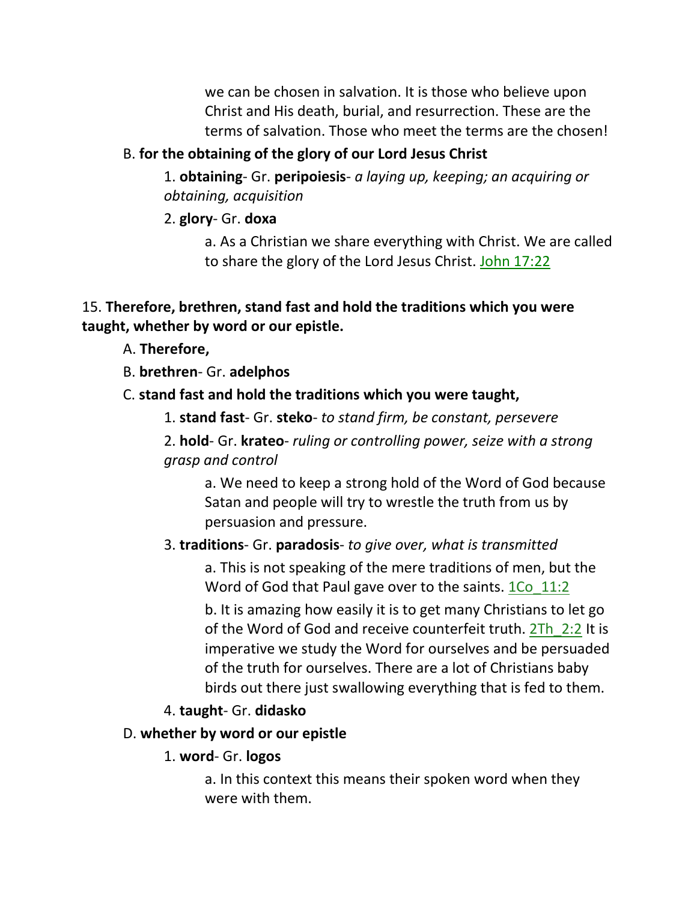we can be chosen in salvation. It is those who believe upon Christ and His death, burial, and resurrection. These are the terms of salvation. Those who meet the terms are the chosen!

B. **for the obtaining of the glory of our Lord Jesus Christ**

1. **obtaining**- Gr. **peripoiesis**- *a laying up, keeping; an acquiring or obtaining, acquisition*

2. **glory**- Gr. **doxa**

a. As a Christian we share everything with Christ. We are called to share the glory of the Lord Jesus Christ. John 17:22

15. **Therefore, brethren, stand fast and hold the traditions which you were taught, whether by word or our epistle.**

A. **Therefore,**

B. **brethren**- Gr. **adelphos**

C. **stand fast and hold the traditions which you were taught,**

1. **stand fast**- Gr. **steko**- *to stand firm, be constant, persevere*

2. **hold**- Gr. **krateo**- *ruling or controlling power, seize with a strong grasp and control*

a. We need to keep a strong hold of the Word of God because Satan and people will try to wrestle the truth from us by persuasion and pressure.

3. **traditions**- Gr. **paradosis**- *to give over, what is transmitted*

a. This is not speaking of the mere traditions of men, but the Word of God that Paul gave over to the saints. 1Co_11:2

b. It is amazing how easily it is to get many Christians to let go of the Word of God and receive counterfeit truth. 2Th_2:2 It is imperative we study the Word for ourselves and be persuaded of the truth for ourselves. There are a lot of Christians baby birds out there just swallowing everything that is fed to them.

4. **taught**- Gr. **didasko**

D. **whether by word or our epistle**

1. **word**- Gr. **logos**

a. In this context this means their spoken word when they were with them.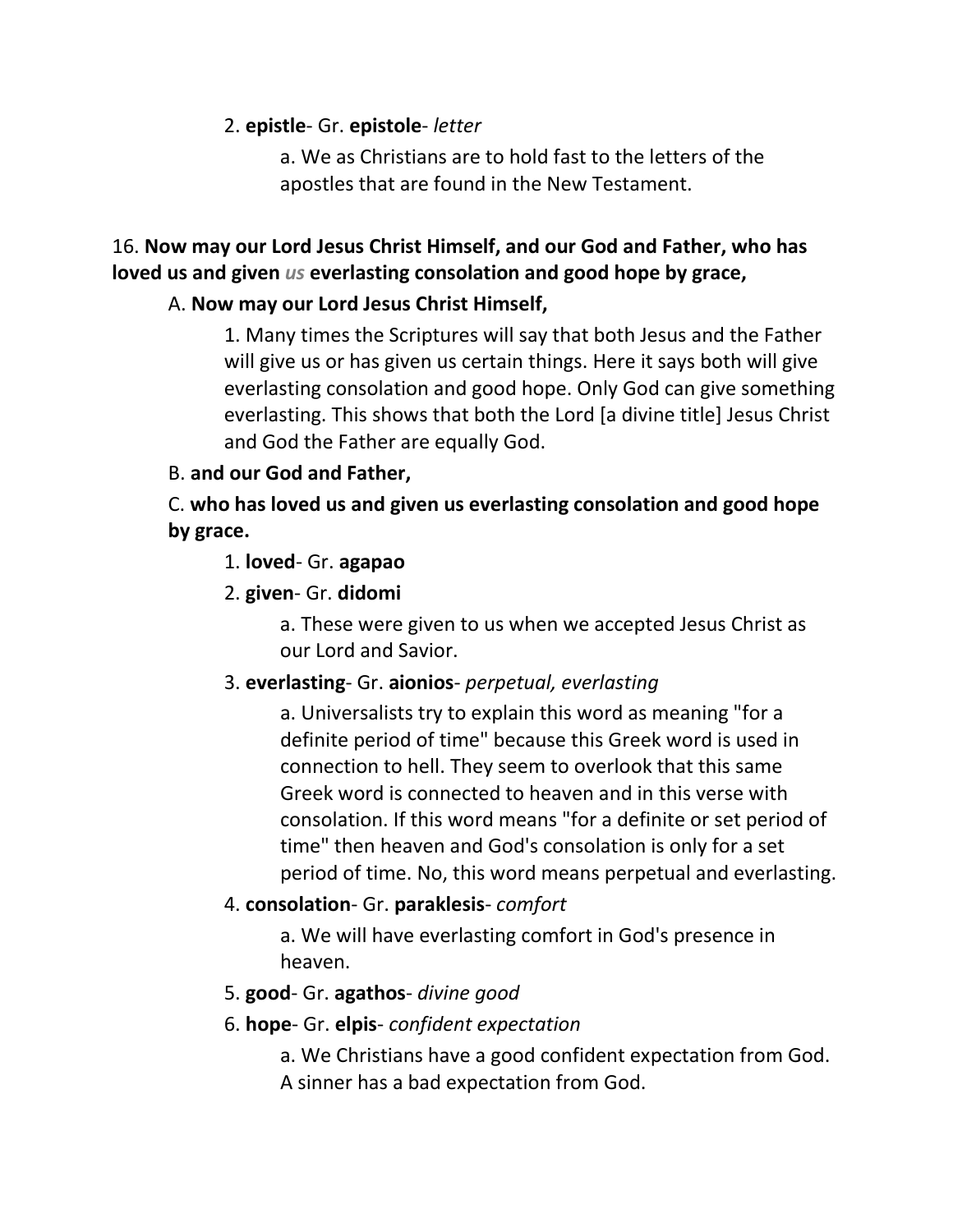2. **epistle**- Gr. **epistole**- *letter*

a. We as Christians are to hold fast to the letters of the apostles that are found in the New Testament.

16. **Now may our Lord Jesus Christ Himself, and our God and Father, who has loved us and given *us* everlasting consolation and good hope by grace,**

A. **Now may our Lord Jesus Christ Himself,**

1. Many times the Scriptures will say that both Jesus and the Father will give us or has given us certain things. Here it says both will give everlasting consolation and good hope. Only God can give something everlasting. This shows that both the Lord [a divine title] Jesus Christ and God the Father are equally God.

B. **and our God and Father,**

C. **who has loved us and given us everlasting consolation and good hope by grace.**

1. **loved**- Gr. **agapao**

2. **given**- Gr. **didomi**

a. These were given to us when we accepted Jesus Christ as our Lord and Savior.

3. **everlasting**- Gr. **aionios**- *perpetual, everlasting*

a. Universalists try to explain this word as meaning "for a definite period of time" because this Greek word is used in connection to hell. They seem to overlook that this same Greek word is connected to heaven and in this verse with consolation. If this word means "for a definite or set period of time" then heaven and God's consolation is only for a set period of time. No, this word means perpetual and everlasting.

4. **consolation**- Gr. **paraklesis**- *comfort*

a. We will have everlasting comfort in God's presence in heaven.

5. **good**- Gr. **agathos**- *divine good*

6. **hope**- Gr. **elpis**- *confident expectation*

a. We Christians have a good confident expectation from God. A sinner has a bad expectation from God.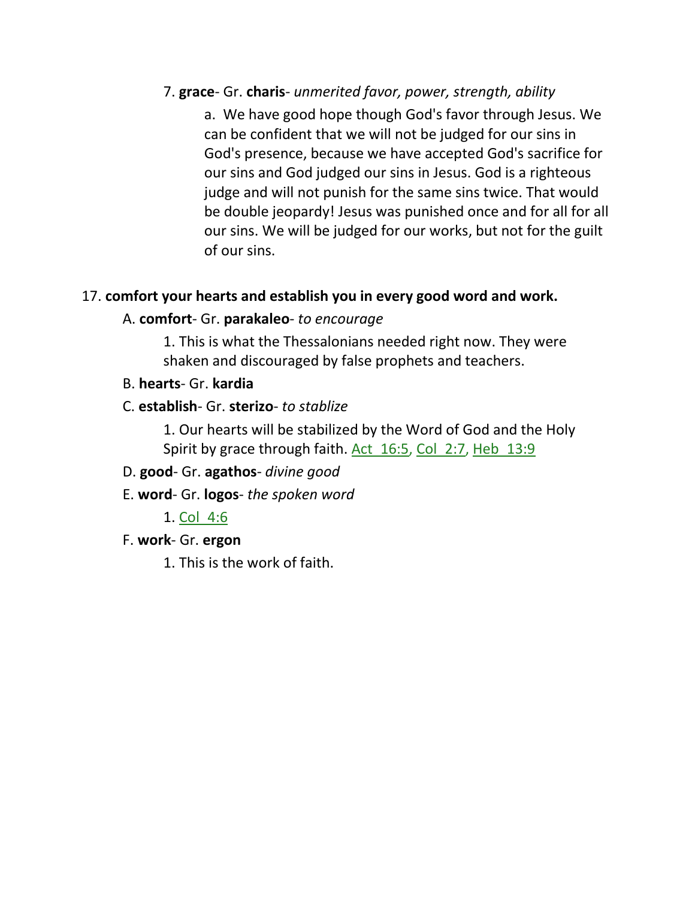7. **grace**- Gr. **charis**- *unmerited favor, power, strength, ability*

   a. We have good hope though God's favor through Jesus. We can be confident that we will not be judged for our sins in God's presence, because we have accepted God's sacrifice for our sins and God judged our sins in Jesus. God is a righteous judge and will not punish for the same sins twice. That would be double jeopardy! Jesus was punished once and for all for all our sins. We will be judged for our works, but not for the guilt of our sins.

17. **comfort your hearts and establish you in every good word and work.**

   A. **comfort**- Gr. **parakaleo**- *to encourage*

      1. This is what the Thessalonians needed right now. They were shaken and discouraged by false prophets and teachers.

   B. **hearts**- Gr. **kardia**

   C. **establish**- Gr. **sterizo**- *to stablize*

      1. Our hearts will be stabilized by the Word of God and the Holy Spirit by grace through faith. Act 16:5, Col 2:7, Heb 13:9

   D. **good**- Gr. **agathos**- *divine good*

   E. **word**- Gr. **logos**- *the spoken word*

      1. Col 4:6

   F. **work**- Gr. **ergon**

      1. This is the work of faith.